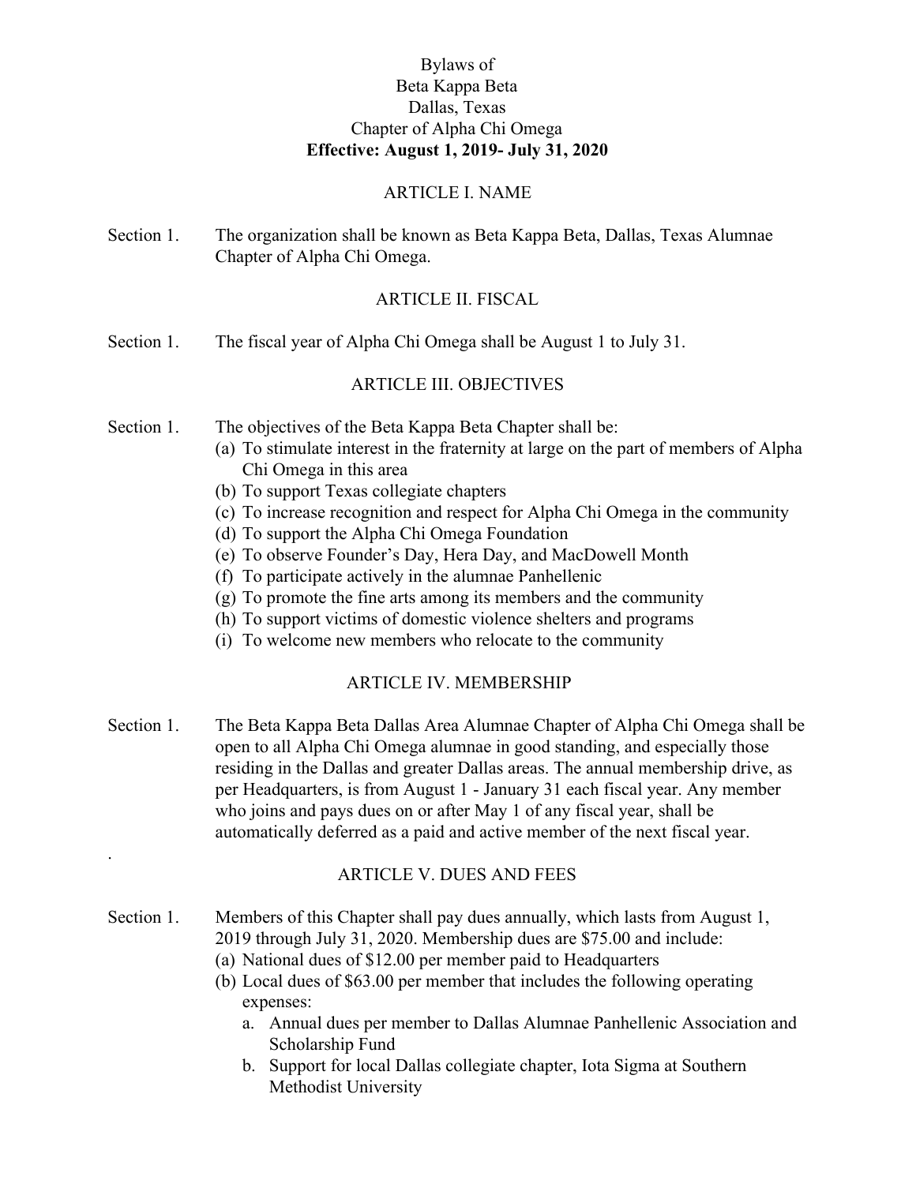# Bylaws of
# Beta Kappa Beta
# Dallas, Texas
# Chapter of Alpha Chi Omega

**Effective: August 1, 2019- July 31, 2020**

## ARTICLE I. NAME

Section 1. The organization shall be known as Beta Kappa Beta, Dallas, Texas Alumnae Chapter of Alpha Chi Omega.

## ARTICLE II. FISCAL

Section 1. The fiscal year of Alpha Chi Omega shall be August 1 to July 31.

## ARTICLE III. OBJECTIVES

Section 1. The objectives of the Beta Kappa Beta Chapter shall be:

- (a) To stimulate interest in the fraternity at large on the part of members of Alpha Chi Omega in this area
- (b) To support Texas collegiate chapters
- (c) To increase recognition and respect for Alpha Chi Omega in the community
- (d) To support the Alpha Chi Omega Foundation
- (e) To observe Founder's Day, Hera Day, and MacDowell Month
- (f) To participate actively in the alumnae Panhellenic
- (g) To promote the fine arts among its members and the community
- (h) To support victims of domestic violence shelters and programs
- (i) To welcome new members who relocate to the community

## ARTICLE IV. MEMBERSHIP

Section 1. The Beta Kappa Beta Dallas Area Alumnae Chapter of Alpha Chi Omega shall be open to all Alpha Chi Omega alumnae in good standing, and especially those residing in the Dallas and greater Dallas areas. The annual membership drive, as per Headquarters, is from August 1 - January 31 each fiscal year. Any member who joins and pays dues on or after May 1 of any fiscal year, shall be automatically deferred as a paid and active member of the next fiscal year.

## ARTICLE V. DUES AND FEES

Section 1. Members of this Chapter shall pay dues annually, which lasts from August 1, 2019 through July 31, 2020. Membership dues are $75.00 and include:

- (a) National dues of $12.00 per member paid to Headquarters
- (b) Local dues of $63.00 per member that includes the following operating expenses:
  - a. Annual dues per member to Dallas Alumnae Panhellenic Association and Scholarship Fund
  - b. Support for local Dallas collegiate chapter, Iota Sigma at Southern Methodist University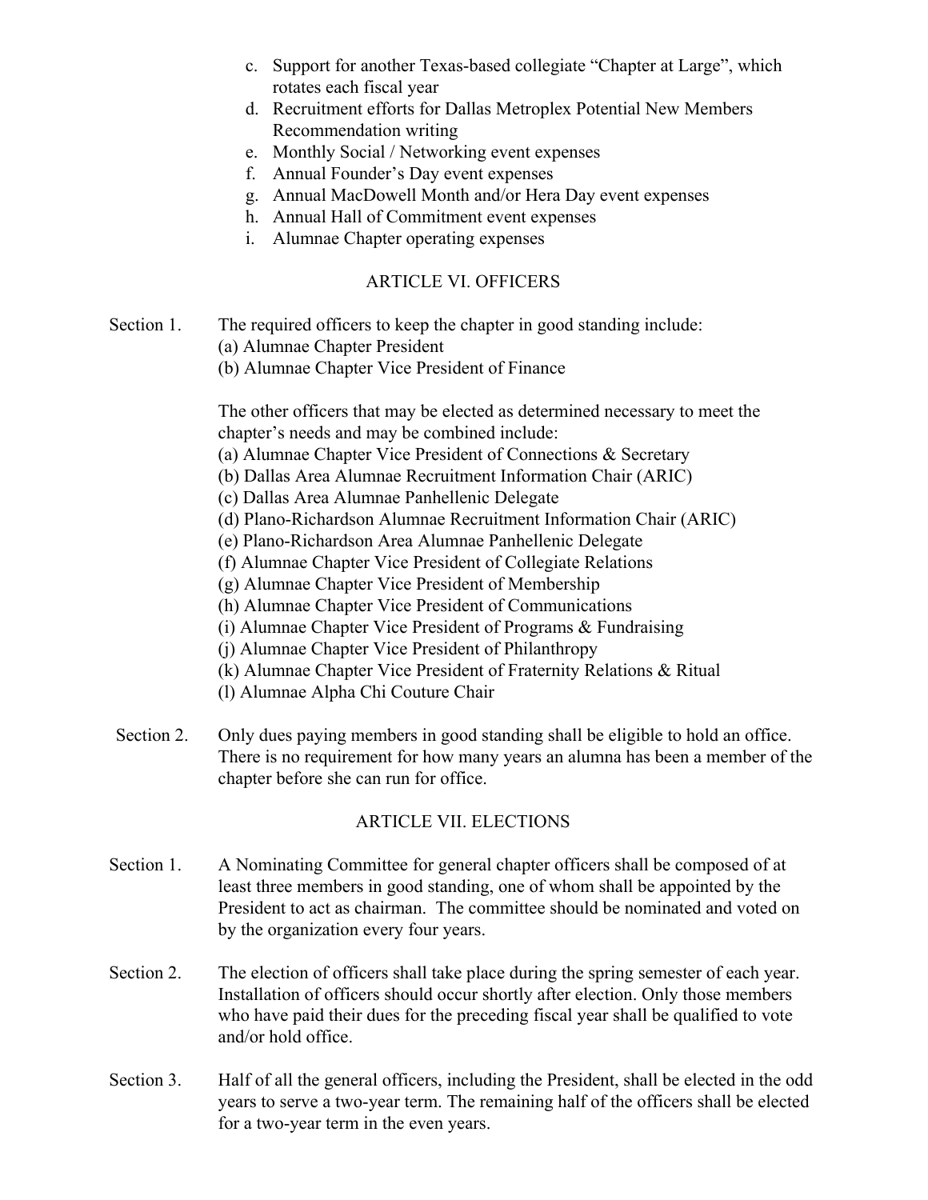c. Support for another Texas-based collegiate "Chapter at Large", which rotates each fiscal year
d. Recruitment efforts for Dallas Metroplex Potential New Members Recommendation writing
e. Monthly Social / Networking event expenses
f. Annual Founder's Day event expenses
g. Annual MacDowell Month and/or Hera Day event expenses
h. Annual Hall of Commitment event expenses
i. Alumnae Chapter operating expenses

## ARTICLE VI. OFFICERS

Section 1. The required officers to keep the chapter in good standing include:
(a) Alumnae Chapter President
(b) Alumnae Chapter Vice President of Finance

The other officers that may be elected as determined necessary to meet the chapter's needs and may be combined include:
(a) Alumnae Chapter Vice President of Connections & Secretary
(b) Dallas Area Alumnae Recruitment Information Chair (ARIC)
(c) Dallas Area Alumnae Panhellenic Delegate
(d) Plano-Richardson Alumnae Recruitment Information Chair (ARIC)
(e) Plano-Richardson Area Alumnae Panhellenic Delegate
(f) Alumnae Chapter Vice President of Collegiate Relations
(g) Alumnae Chapter Vice President of Membership
(h) Alumnae Chapter Vice President of Communications
(i) Alumnae Chapter Vice President of Programs & Fundraising
(j) Alumnae Chapter Vice President of Philanthropy
(k) Alumnae Chapter Vice President of Fraternity Relations & Ritual
(l) Alumnae Alpha Chi Couture Chair

Section 2. Only dues paying members in good standing shall be eligible to hold an office. There is no requirement for how many years an alumna has been a member of the chapter before she can run for office.

## ARTICLE VII. ELECTIONS

Section 1. A Nominating Committee for general chapter officers shall be composed of at least three members in good standing, one of whom shall be appointed by the President to act as chairman. The committee should be nominated and voted on by the organization every four years.

Section 2. The election of officers shall take place during the spring semester of each year. Installation of officers should occur shortly after election. Only those members who have paid their dues for the preceding fiscal year shall be qualified to vote and/or hold office.

Section 3. Half of all the general officers, including the President, shall be elected in the odd years to serve a two-year term. The remaining half of the officers shall be elected for a two-year term in the even years.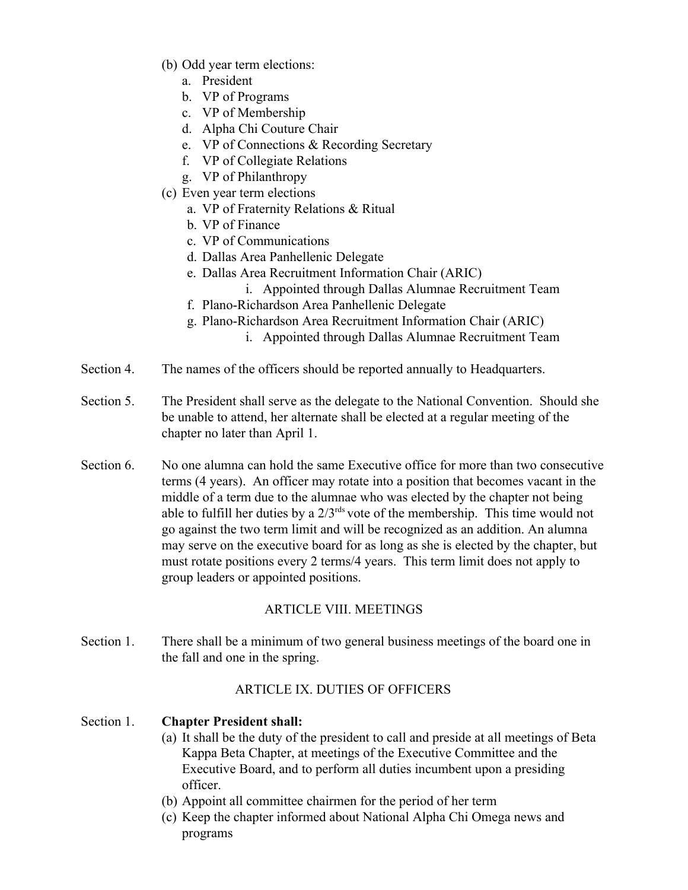(b) Odd year term elections:
   a. President
   b. VP of Programs
   c. VP of Membership
   d. Alpha Chi Couture Chair
   e. VP of Connections & Recording Secretary
   f. VP of Collegiate Relations
   g. VP of Philanthropy

(c) Even year term elections
   a. VP of Fraternity Relations & Ritual
   b. VP of Finance
   c. VP of Communications
   d. Dallas Area Panhellenic Delegate
   e. Dallas Area Recruitment Information Chair (ARIC)
      i. Appointed through Dallas Alumnae Recruitment Team
   f. Plano-Richardson Area Panhellenic Delegate
   g. Plano-Richardson Area Recruitment Information Chair (ARIC)
      i. Appointed through Dallas Alumnae Recruitment Team

Section 4. The names of the officers should be reported annually to Headquarters.

Section 5. The President shall serve as the delegate to the National Convention. Should she be unable to attend, her alternate shall be elected at a regular meeting of the chapter no later than April 1.

Section 6. No one alumna can hold the same Executive office for more than two consecutive terms (4 years). An officer may rotate into a position that becomes vacant in the middle of a term due to the alumnae who was elected by the chapter not being able to fulfill her duties by a 2/3rds vote of the membership. This time would not go against the two term limit and will be recognized as an addition. An alumna may serve on the executive board for as long as she is elected by the chapter, but must rotate positions every 2 terms/4 years. This term limit does not apply to group leaders or appointed positions.

## ARTICLE VIII. MEETINGS

Section 1. There shall be a minimum of two general business meetings of the board one in the fall and one in the spring.

## ARTICLE IX. DUTIES OF OFFICERS

Section 1. **Chapter President shall:**

(a) It shall be the duty of the president to call and preside at all meetings of Beta Kappa Beta Chapter, at meetings of the Executive Committee and the Executive Board, and to perform all duties incumbent upon a presiding officer.
(b) Appoint all committee chairmen for the period of her term
(c) Keep the chapter informed about National Alpha Chi Omega news and programs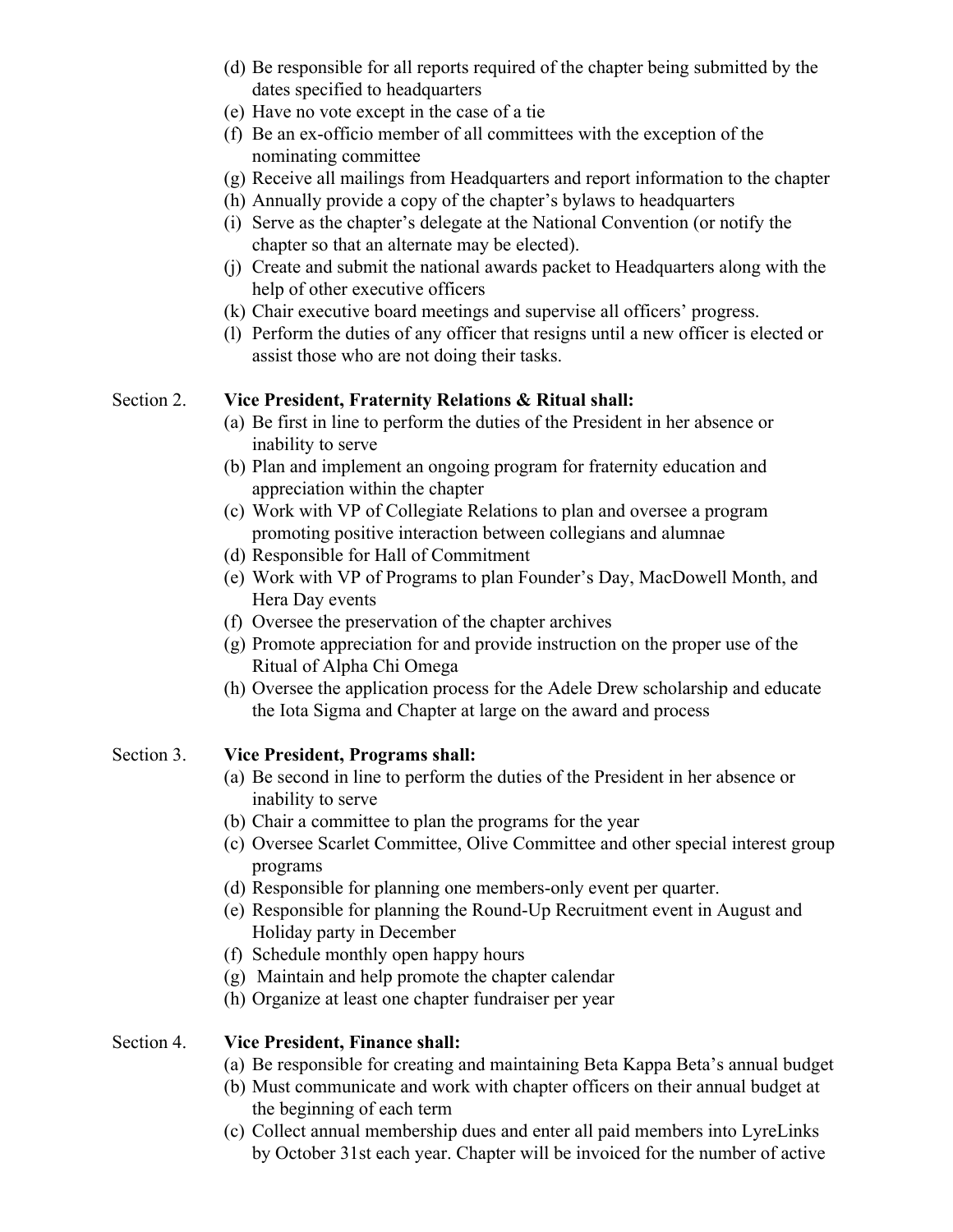(d) Be responsible for all reports required of the chapter being submitted by the dates specified to headquarters
(e) Have no vote except in the case of a tie
(f) Be an ex-officio member of all committees with the exception of the nominating committee
(g) Receive all mailings from Headquarters and report information to the chapter
(h) Annually provide a copy of the chapter's bylaws to headquarters
(i) Serve as the chapter's delegate at the National Convention (or notify the chapter so that an alternate may be elected).
(j) Create and submit the national awards packet to Headquarters along with the help of other executive officers
(k) Chair executive board meetings and supervise all officers' progress.
(l) Perform the duties of any officer that resigns until a new officer is elected or assist those who are not doing their tasks.

Section 2. **Vice President, Fraternity Relations & Ritual shall:**

(a) Be first in line to perform the duties of the President in her absence or inability to serve
(b) Plan and implement an ongoing program for fraternity education and appreciation within the chapter
(c) Work with VP of Collegiate Relations to plan and oversee a program promoting positive interaction between collegians and alumnae
(d) Responsible for Hall of Commitment
(e) Work with VP of Programs to plan Founder's Day, MacDowell Month, and Hera Day events
(f) Oversee the preservation of the chapter archives
(g) Promote appreciation for and provide instruction on the proper use of the Ritual of Alpha Chi Omega
(h) Oversee the application process for the Adele Drew scholarship and educate the Iota Sigma and Chapter at large on the award and process

Section 3. **Vice President, Programs shall:**

(a) Be second in line to perform the duties of the President in her absence or inability to serve
(b) Chair a committee to plan the programs for the year
(c) Oversee Scarlet Committee, Olive Committee and other special interest group programs
(d) Responsible for planning one members-only event per quarter.
(e) Responsible for planning the Round-Up Recruitment event in August and Holiday party in December
(f) Schedule monthly open happy hours
(g) Maintain and help promote the chapter calendar
(h) Organize at least one chapter fundraiser per year

Section 4. **Vice President, Finance shall:**

(a) Be responsible for creating and maintaining Beta Kappa Beta's annual budget
(b) Must communicate and work with chapter officers on their annual budget at the beginning of each term
(c) Collect annual membership dues and enter all paid members into LyreLinks by October 31st each year. Chapter will be invoiced for the number of active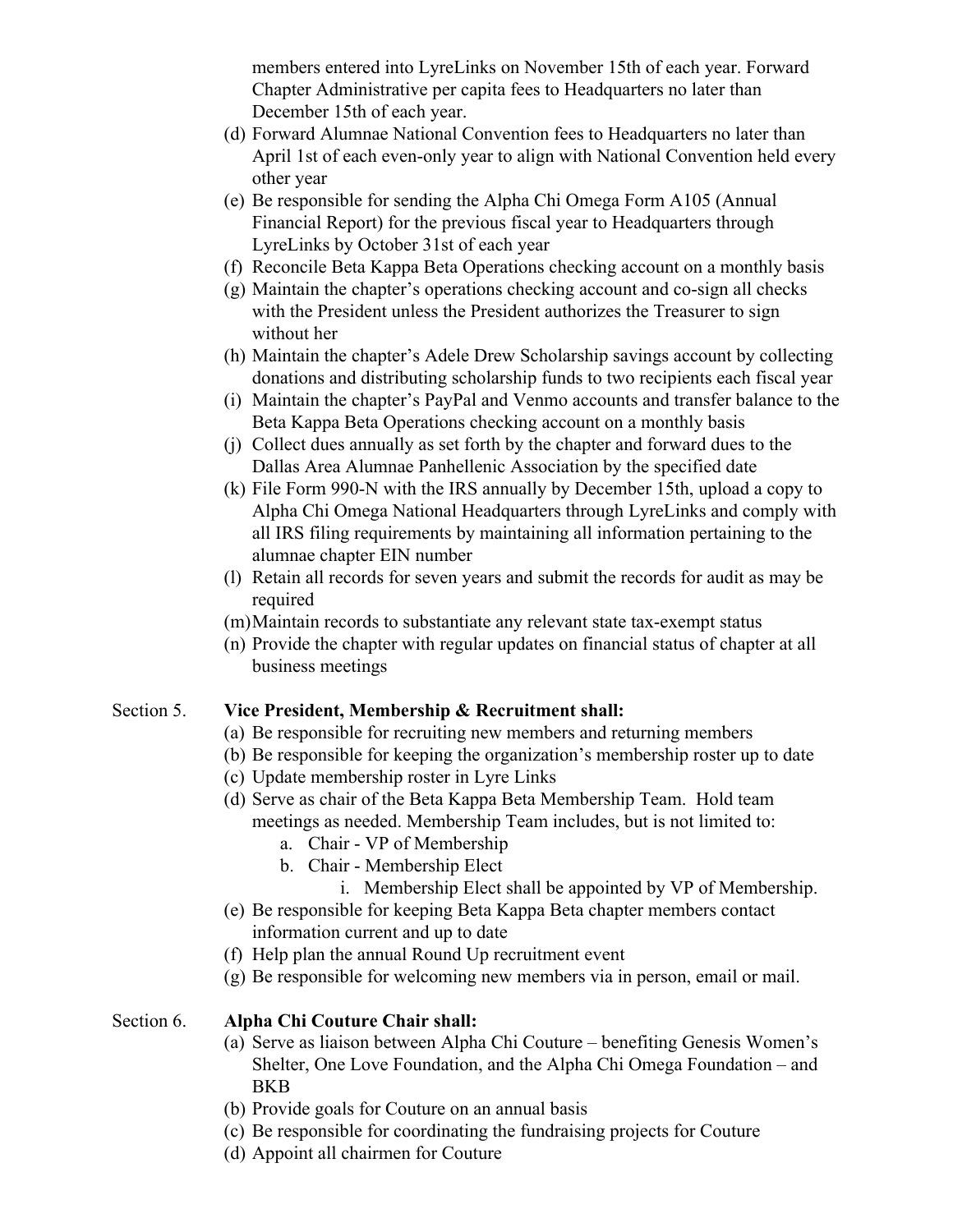members entered into LyreLinks on November 15th of each year. Forward Chapter Administrative per capita fees to Headquarters no later than December 15th of each year.

(d) Forward Alumnae National Convention fees to Headquarters no later than April 1st of each even-only year to align with National Convention held every other year

(e) Be responsible for sending the Alpha Chi Omega Form A105 (Annual Financial Report) for the previous fiscal year to Headquarters through LyreLinks by October 31st of each year

(f) Reconcile Beta Kappa Beta Operations checking account on a monthly basis

(g) Maintain the chapter's operations checking account and co-sign all checks with the President unless the President authorizes the Treasurer to sign without her

(h) Maintain the chapter's Adele Drew Scholarship savings account by collecting donations and distributing scholarship funds to two recipients each fiscal year

(i) Maintain the chapter's PayPal and Venmo accounts and transfer balance to the Beta Kappa Beta Operations checking account on a monthly basis

(j) Collect dues annually as set forth by the chapter and forward dues to the Dallas Area Alumnae Panhellenic Association by the specified date

(k) File Form 990-N with the IRS annually by December 15th, upload a copy to Alpha Chi Omega National Headquarters through LyreLinks and comply with all IRS filing requirements by maintaining all information pertaining to the alumnae chapter EIN number

(l) Retain all records for seven years and submit the records for audit as may be required

(m) Maintain records to substantiate any relevant state tax-exempt status

(n) Provide the chapter with regular updates on financial status of chapter at all business meetings

Section 5. **Vice President, Membership & Recruitment shall:**

(a) Be responsible for recruiting new members and returning members

(b) Be responsible for keeping the organization's membership roster up to date

(c) Update membership roster in Lyre Links

(d) Serve as chair of the Beta Kappa Beta Membership Team. Hold team meetings as needed. Membership Team includes, but is not limited to:

  a. Chair - VP of Membership

  b. Chair - Membership Elect

    i. Membership Elect shall be appointed by VP of Membership.

(e) Be responsible for keeping Beta Kappa Beta chapter members contact information current and up to date

(f) Help plan the annual Round Up recruitment event

(g) Be responsible for welcoming new members via in person, email or mail.

Section 6. **Alpha Chi Couture Chair shall:**

(a) Serve as liaison between Alpha Chi Couture – benefiting Genesis Women's Shelter, One Love Foundation, and the Alpha Chi Omega Foundation – and BKB

(b) Provide goals for Couture on an annual basis

(c) Be responsible for coordinating the fundraising projects for Couture

(d) Appoint all chairmen for Couture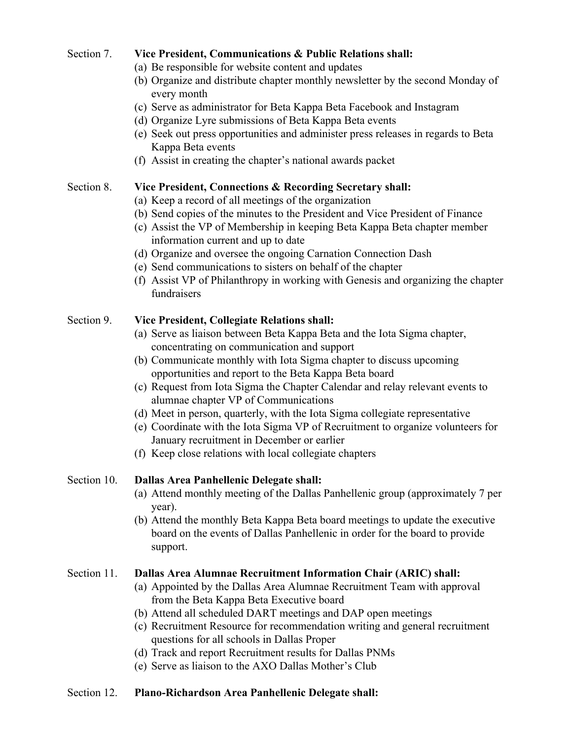Section 7. **Vice President, Communications & Public Relations shall:**

(a) Be responsible for website content and updates
(b) Organize and distribute chapter monthly newsletter by the second Monday of every month
(c) Serve as administrator for Beta Kappa Beta Facebook and Instagram
(d) Organize Lyre submissions of Beta Kappa Beta events
(e) Seek out press opportunities and administer press releases in regards to Beta Kappa Beta events
(f) Assist in creating the chapter's national awards packet

Section 8. **Vice President, Connections & Recording Secretary shall:**

(a) Keep a record of all meetings of the organization
(b) Send copies of the minutes to the President and Vice President of Finance
(c) Assist the VP of Membership in keeping Beta Kappa Beta chapter member information current and up to date
(d) Organize and oversee the ongoing Carnation Connection Dash
(e) Send communications to sisters on behalf of the chapter
(f) Assist VP of Philanthropy in working with Genesis and organizing the chapter fundraisers

Section 9. **Vice President, Collegiate Relations shall:**

(a) Serve as liaison between Beta Kappa Beta and the Iota Sigma chapter, concentrating on communication and support
(b) Communicate monthly with Iota Sigma chapter to discuss upcoming opportunities and report to the Beta Kappa Beta board
(c) Request from Iota Sigma the Chapter Calendar and relay relevant events to alumnae chapter VP of Communications
(d) Meet in person, quarterly, with the Iota Sigma collegiate representative
(e) Coordinate with the Iota Sigma VP of Recruitment to organize volunteers for January recruitment in December or earlier
(f) Keep close relations with local collegiate chapters

Section 10. **Dallas Area Panhellenic Delegate shall:**

(a) Attend monthly meeting of the Dallas Panhellenic group (approximately 7 per year).
(b) Attend the monthly Beta Kappa Beta board meetings to update the executive board on the events of Dallas Panhellenic in order for the board to provide support.

Section 11. **Dallas Area Alumnae Recruitment Information Chair (ARIC) shall:**

(a) Appointed by the Dallas Area Alumnae Recruitment Team with approval from the Beta Kappa Beta Executive board
(b) Attend all scheduled DART meetings and DAP open meetings
(c) Recruitment Resource for recommendation writing and general recruitment questions for all schools in Dallas Proper
(d) Track and report Recruitment results for Dallas PNMs
(e) Serve as liaison to the AXO Dallas Mother's Club

Section 12. **Plano-Richardson Area Panhellenic Delegate shall:**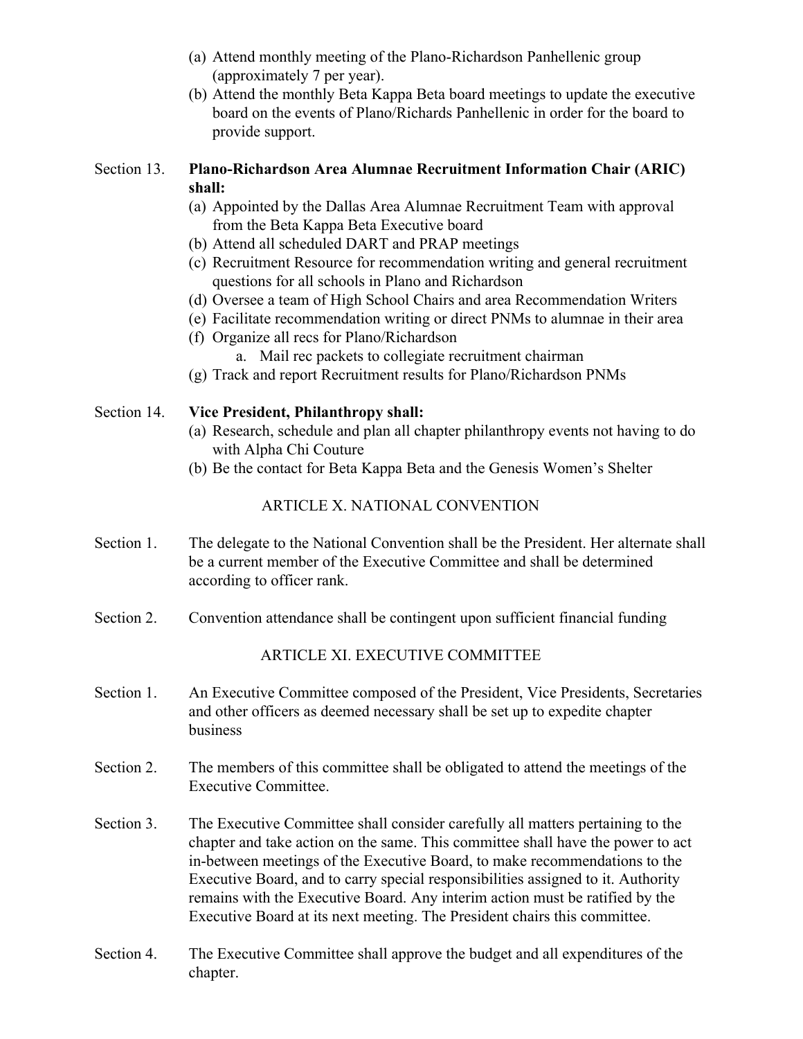(a) Attend monthly meeting of the Plano-Richardson Panhellenic group (approximately 7 per year).
(b) Attend the monthly Beta Kappa Beta board meetings to update the executive board on the events of Plano/Richards Panhellenic in order for the board to provide support.

Section 13. **Plano-Richardson Area Alumnae Recruitment Information Chair (ARIC) shall:**

(a) Appointed by the Dallas Area Alumnae Recruitment Team with approval from the Beta Kappa Beta Executive board
(b) Attend all scheduled DART and PRAP meetings
(c) Recruitment Resource for recommendation writing and general recruitment questions for all schools in Plano and Richardson
(d) Oversee a team of High School Chairs and area Recommendation Writers
(e) Facilitate recommendation writing or direct PNMs to alumnae in their area
(f) Organize all recs for Plano/Richardson
   a. Mail rec packets to collegiate recruitment chairman
(g) Track and report Recruitment results for Plano/Richardson PNMs

Section 14. **Vice President, Philanthropy shall:**

(a) Research, schedule and plan all chapter philanthropy events not having to do with Alpha Chi Couture
(b) Be the contact for Beta Kappa Beta and the Genesis Women's Shelter

## ARTICLE X. NATIONAL CONVENTION

Section 1. The delegate to the National Convention shall be the President. Her alternate shall be a current member of the Executive Committee and shall be determined according to officer rank.

Section 2. Convention attendance shall be contingent upon sufficient financial funding

## ARTICLE XI. EXECUTIVE COMMITTEE

Section 1. An Executive Committee composed of the President, Vice Presidents, Secretaries and other officers as deemed necessary shall be set up to expedite chapter business

Section 2. The members of this committee shall be obligated to attend the meetings of the Executive Committee.

Section 3. The Executive Committee shall consider carefully all matters pertaining to the chapter and take action on the same. This committee shall have the power to act in-between meetings of the Executive Board, to make recommendations to the Executive Board, and to carry special responsibilities assigned to it. Authority remains with the Executive Board. Any interim action must be ratified by the Executive Board at its next meeting. The President chairs this committee.

Section 4. The Executive Committee shall approve the budget and all expenditures of the chapter.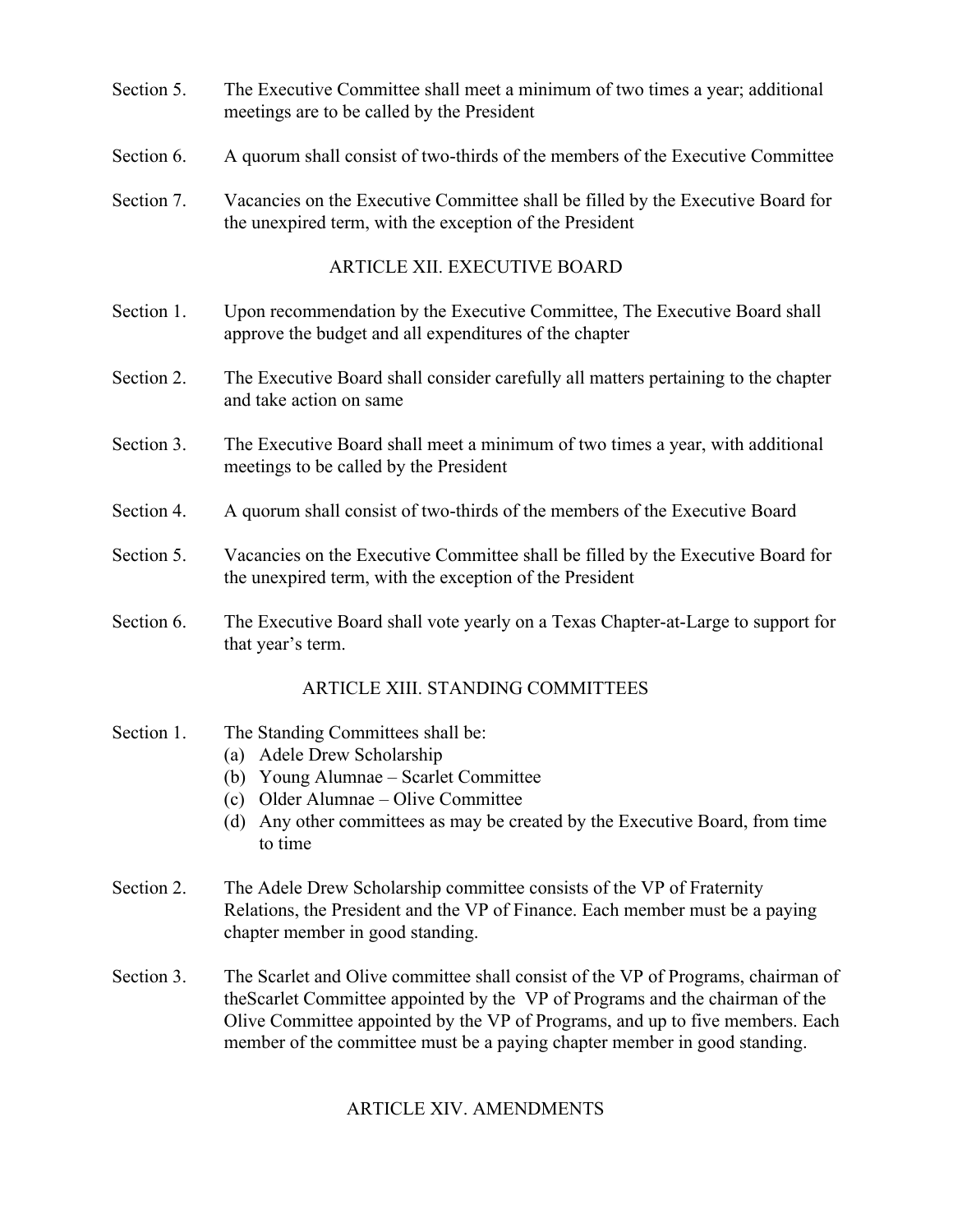Section 5. The Executive Committee shall meet a minimum of two times a year; additional meetings are to be called by the President

Section 6. A quorum shall consist of two-thirds of the members of the Executive Committee

Section 7. Vacancies on the Executive Committee shall be filled by the Executive Board for the unexpired term, with the exception of the President

## ARTICLE XII. EXECUTIVE BOARD

Section 1. Upon recommendation by the Executive Committee, The Executive Board shall approve the budget and all expenditures of the chapter

Section 2. The Executive Board shall consider carefully all matters pertaining to the chapter and take action on same

Section 3. The Executive Board shall meet a minimum of two times a year, with additional meetings to be called by the President

Section 4. A quorum shall consist of two-thirds of the members of the Executive Board

Section 5. Vacancies on the Executive Committee shall be filled by the Executive Board for the unexpired term, with the exception of the President

Section 6. The Executive Board shall vote yearly on a Texas Chapter-at-Large to support for that year's term.

## ARTICLE XIII. STANDING COMMITTEES

Section 1. The Standing Committees shall be:

(a) Adele Drew Scholarship
(b) Young Alumnae – Scarlet Committee
(c) Older Alumnae – Olive Committee
(d) Any other committees as may be created by the Executive Board, from time to time

Section 2. The Adele Drew Scholarship committee consists of the VP of Fraternity Relations, the President and the VP of Finance. Each member must be a paying chapter member in good standing.

Section 3. The Scarlet and Olive committee shall consist of the VP of Programs, chairman of theScarlet Committee appointed by the VP of Programs and the chairman of the Olive Committee appointed by the VP of Programs, and up to five members. Each member of the committee must be a paying chapter member in good standing.

## ARTICLE XIV. AMENDMENTS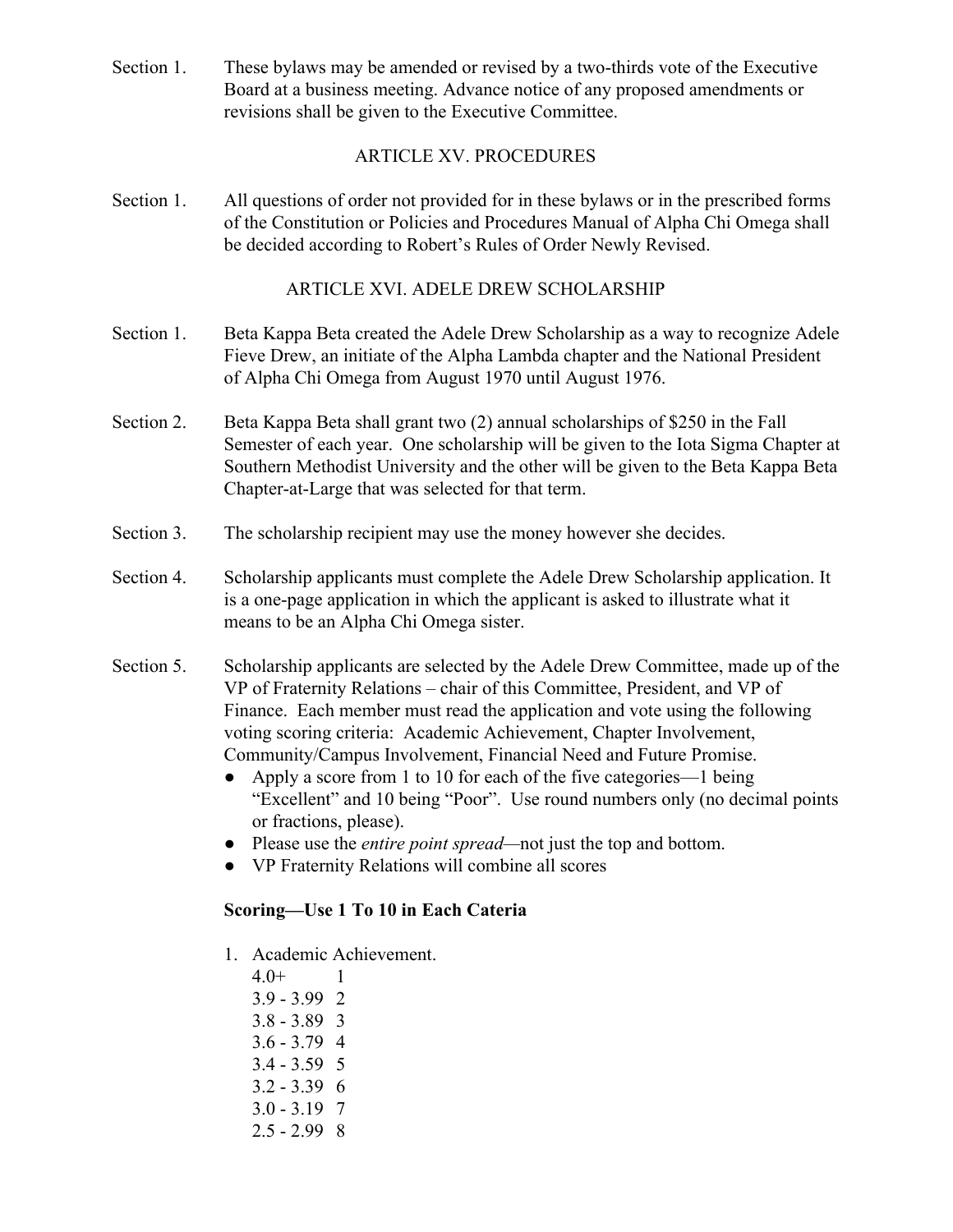Section 1. These bylaws may be amended or revised by a two-thirds vote of the Executive Board at a business meeting. Advance notice of any proposed amendments or revisions shall be given to the Executive Committee.

## ARTICLE XV. PROCEDURES

Section 1. All questions of order not provided for in these bylaws or in the prescribed forms of the Constitution or Policies and Procedures Manual of Alpha Chi Omega shall be decided according to Robert's Rules of Order Newly Revised.

## ARTICLE XVI. ADELE DREW SCHOLARSHIP

Section 1. Beta Kappa Beta created the Adele Drew Scholarship as a way to recognize Adele Fieve Drew, an initiate of the Alpha Lambda chapter and the National President of Alpha Chi Omega from August 1970 until August 1976.

Section 2. Beta Kappa Beta shall grant two (2) annual scholarships of $250 in the Fall Semester of each year. One scholarship will be given to the Iota Sigma Chapter at Southern Methodist University and the other will be given to the Beta Kappa Beta Chapter-at-Large that was selected for that term.

Section 3. The scholarship recipient may use the money however she decides.

Section 4. Scholarship applicants must complete the Adele Drew Scholarship application. It is a one-page application in which the applicant is asked to illustrate what it means to be an Alpha Chi Omega sister.

Section 5. Scholarship applicants are selected by the Adele Drew Committee, made up of the VP of Fraternity Relations – chair of this Committee, President, and VP of Finance. Each member must read the application and vote using the following voting scoring criteria: Academic Achievement, Chapter Involvement, Community/Campus Involvement, Financial Need and Future Promise.

- Apply a score from 1 to 10 for each of the five categories—1 being "Excellent" and 10 being "Poor". Use round numbers only (no decimal points or fractions, please).
- Please use the *entire point spread*—not just the top and bottom.
- VP Fraternity Relations will combine all scores

**Scoring—Use 1 To 10 in Each Cateria**

1. Academic Achievement.
   4.0+ 1
   3.9 - 3.99 2
   3.8 - 3.89 3
   3.6 - 3.79 4
   3.4 - 3.59 5
   3.2 - 3.39 6
   3.0 - 3.19 7
   2.5 - 2.99 8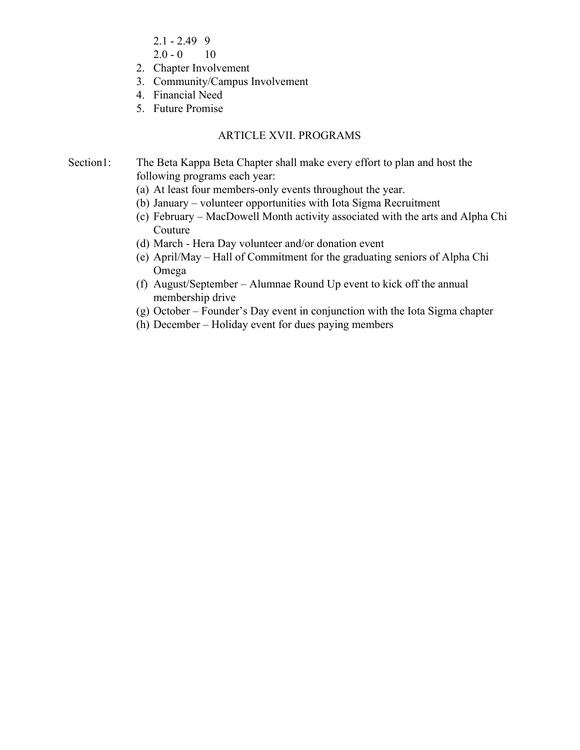2.1 - 2.49   9
2.0 - 0        10

2. Chapter Involvement
3. Community/Campus Involvement
4. Financial Need
5. Future Promise

## ARTICLE XVII. PROGRAMS

Section1: The Beta Kappa Beta Chapter shall make every effort to plan and host the following programs each year:

(a) At least four members-only events throughout the year.
(b) January – volunteer opportunities with Iota Sigma Recruitment
(c) February – MacDowell Month activity associated with the arts and Alpha Chi Couture
(d) March - Hera Day volunteer and/or donation event
(e) April/May – Hall of Commitment for the graduating seniors of Alpha Chi Omega
(f) August/September – Alumnae Round Up event to kick off the annual membership drive
(g) October – Founder's Day event in conjunction with the Iota Sigma chapter
(h) December – Holiday event for dues paying members